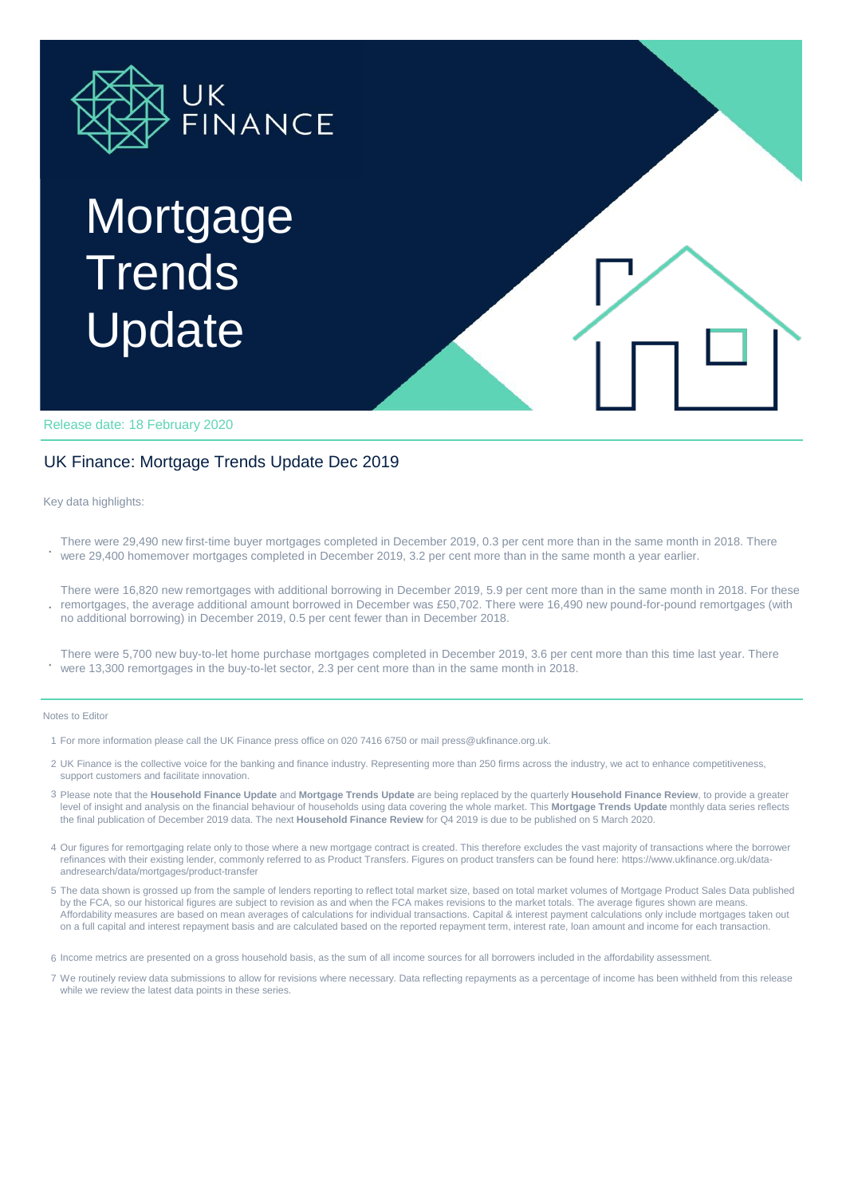UK FINANCE

# Mortgage Trends Update

Release date: 18 February 2020

## UK Finance: Mortgage Trends Update Dec 2019

Key data highlights:

- There were 29,490 new first-time buyer mortgages completed in December 2019, 0.3 per cent more than in the same month in 2018. There were 29,400 homemover mortgages completed in December 2019, 3.2 per cent more than in the same month a year earlier.
- There were 16,820 new remortgages with additional borrowing in December 2019, 5.9 per cent more than in the same month in 2018. For these remortgages, the average additional amount borrowed in December was £50,702. There were 16,490 new pound-for-pound remortgages (with no additional borrowing) in December 2019, 0.5 per cent fewer than in December 2018.
- There were 5,700 new buy-to-let home purchase mortgages completed in December 2019, 3.6 per cent more than this time last year. There were 13,300 remortgages in the buy-to-let sector, 2.3 per cent more than in the same month in 2018.

Notes to Editor

1. For more information please call the UK Finance press office on 020 7416 6750 or mail press@ukfinance.org.uk.
2. UK Finance is the collective voice for the banking and finance industry. Representing more than 250 firms across the industry, we act to enhance competitiveness, support customers and facilitate innovation.
3. Please note that the **Household Finance Update** and **Mortgage Trends Update** are being replaced by the quarterly **Household Finance Review**, to provide a greater level of insight and analysis on the financial behaviour of households using data covering the whole market. This **Mortgage Trends Update** monthly data series reflects the final publication of December 2019 data. The next **Household Finance Review** for Q4 2019 is due to be published on 5 March 2020.
4. Our figures for remortgaging relate only to those where a new mortgage contract is created. This therefore excludes the vast majority of transactions where the borrower refinances with their existing lender, commonly referred to as Product Transfers. Figures on product transfers can be found here: https://www.ukfinance.org.uk/data-andresearch/data/mortgages/product-transfer
5. The data shown is grossed up from the sample of lenders reporting to reflect total market size, based on total market volumes of Mortgage Product Sales Data published by the FCA, so our historical figures are subject to revision as and when the FCA makes revisions to the market totals. The average figures shown are means. Affordability measures are based on mean averages of calculations for individual transactions. Capital & interest payment calculations only include mortgages taken out on a full capital and interest repayment basis and are calculated based on the reported repayment term, interest rate, loan amount and income for each transaction.
6. Income metrics are presented on a gross household basis, as the sum of all income sources for all borrowers included in the affordability assessment.
7. We routinely review data submissions to allow for revisions where necessary. Data reflecting repayments as a percentage of income has been withheld from this release while we review the latest data points in these series.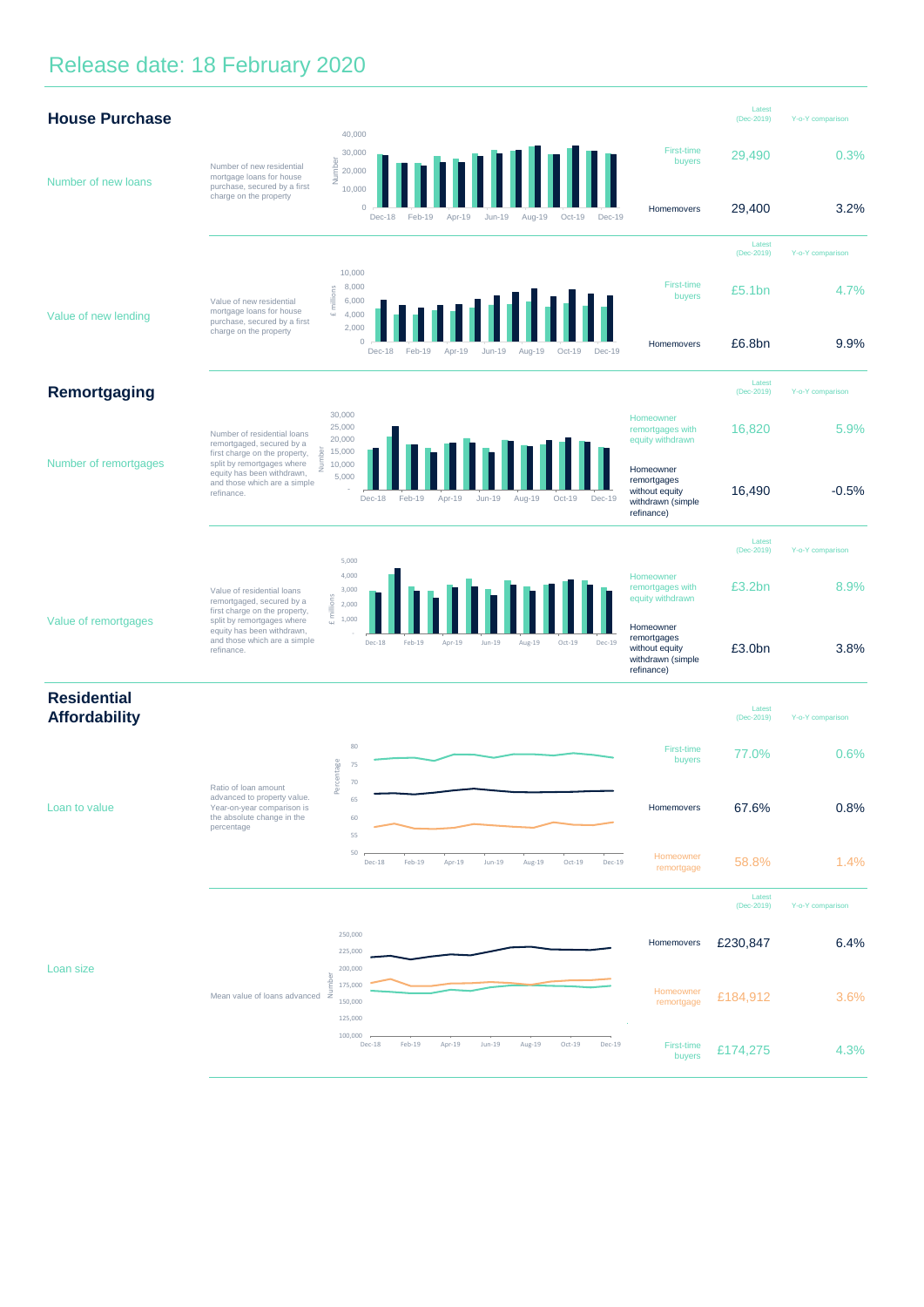Release date: 18 February 2020

## House Purchase

### Number of new loans

Number of new residential mortgage loans for house purchase, secured by a first charge on the property

| | Latest (Dec-2019) | Y-o-Y comparison |
|---|---|---|
| First-time buyers | 29,490 | 0.3% |
| Homemovers | 29,400 | 3.2% |

### Value of new lending

Value of new residential mortgage loans for house purchase, secured by a first charge on the property

| | Latest (Dec-2019) | Y-o-Y comparison |
|---|---|---|
| First-time buyers | £5.1bn | 4.7% |
| Homemovers | £6.8bn | 9.9% |

## Remortgaging

### Number of remortgages

Number of residential loans remortgaged, secured by a first charge on the property, split by remortgages where equity has been withdrawn, and those which are a simple refinance.

| | Latest (Dec-2019) | Y-o-Y comparison |
|---|---|---|
| Homeowner remortgages with equity withdrawn | 16,820 | 5.9% |
| Homeowner remortgages without equity withdrawn (simple refinance) | 16,490 | -0.5% |

### Value of remortgages

Value of residential loans remortgaged, secured by a first charge on the property, split by remortgages where equity has been withdrawn, and those which are a simple refinance.

| | Latest (Dec-2019) | Y-o-Y comparison |
|---|---|---|
| Homeowner remortgages with equity withdrawn | £3.2bn | 8.9% |
| Homeowner remortgages without equity withdrawn (simple refinance) | £3.0bn | 3.8% |

## Residential Affordability

### Loan to value

Ratio of loan amount advanced to property value. Year-on-year comparison is the absolute change in the percentage

| | Latest (Dec-2019) | Y-o-Y comparison |
|---|---|---|
| First-time buyers | 77.0% | 0.6% |
| Homemovers | 67.6% | 0.8% |
| Homeowner remortgage | 58.8% | 1.4% |

### Loan size

Mean value of loans advanced

| | Latest (Dec-2019) | Y-o-Y comparison |
|---|---|---|
| Homemovers | £230,847 | 6.4% |
| Homeowner remortgage | £184,912 | 3.6% |
| First-time buyers | £174,275 | 4.3% |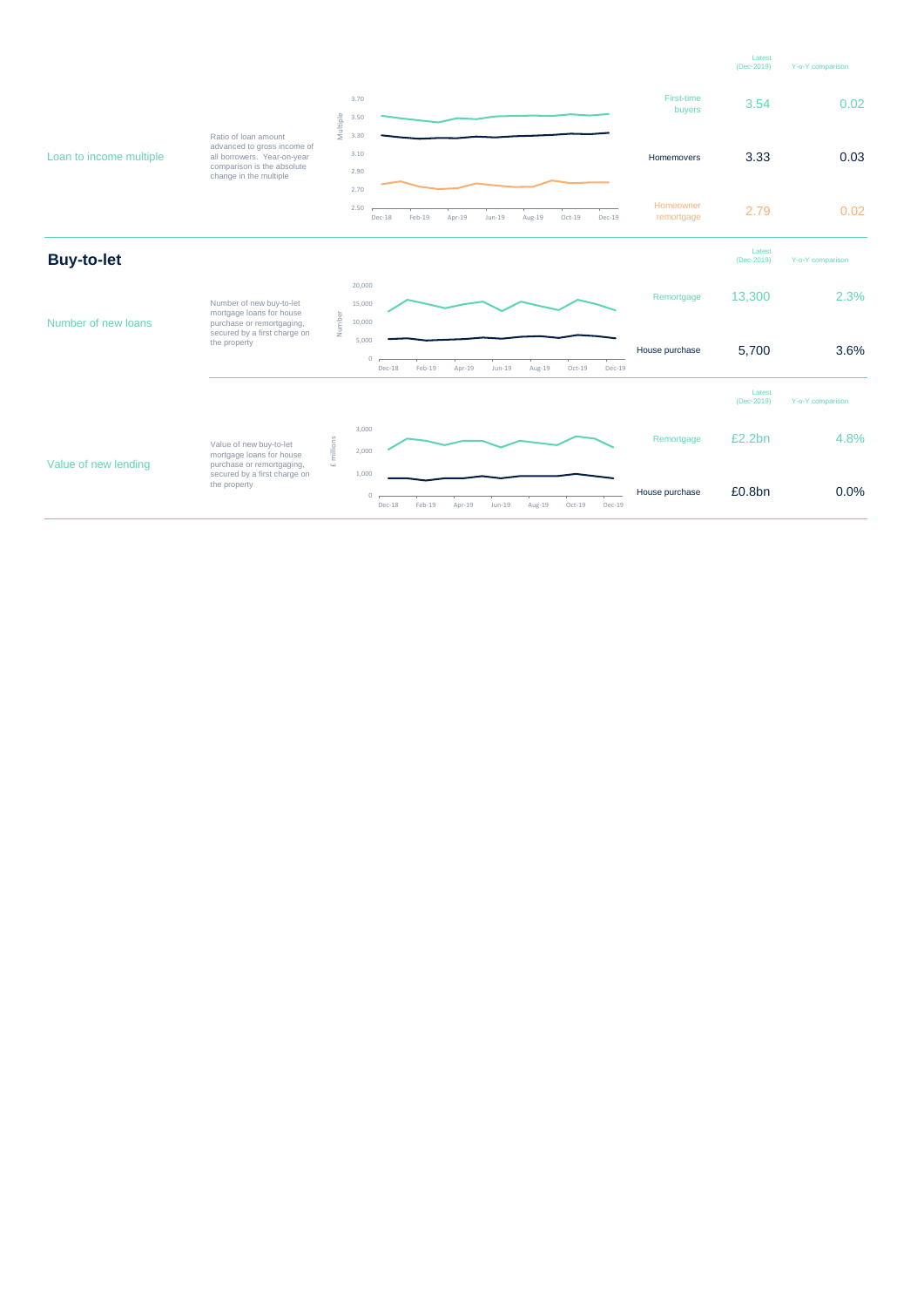| | | | Latest (Dec-2019) | Y-o-Y comparison |
|---|---|---|---|---|
| Loan to income multiple | Ratio of loan amount advanced to gross income of all borrowers. Year-on-year comparison is the absolute change in the multiple | First-time buyers | 3.54 | 0.02 |
| | | Homemovers | 3.33 | 0.03 |
| | | Homeowner remortgage | 2.79 | 0.02 |

## Buy-to-let

| | | | Latest (Dec-2019) | Y-o-Y comparison |
|---|---|---|---|---|
| Number of new loans | Number of new buy-to-let mortgage loans for house purchase or remortgaging, secured by a first charge on the property | Remortgage | 13,300 | 2.3% |
| | | House purchase | 5,700 | 3.6% |

| | | | Latest (Dec-2019) | Y-o-Y comparison |
|---|---|---|---|---|
| Value of new lending | Value of new buy-to-let mortgage loans for house purchase or remortgaging, secured by a first charge on the property | Remortgage | £2.2bn | 4.8% |
| | | House purchase | £0.8bn | 0.0% |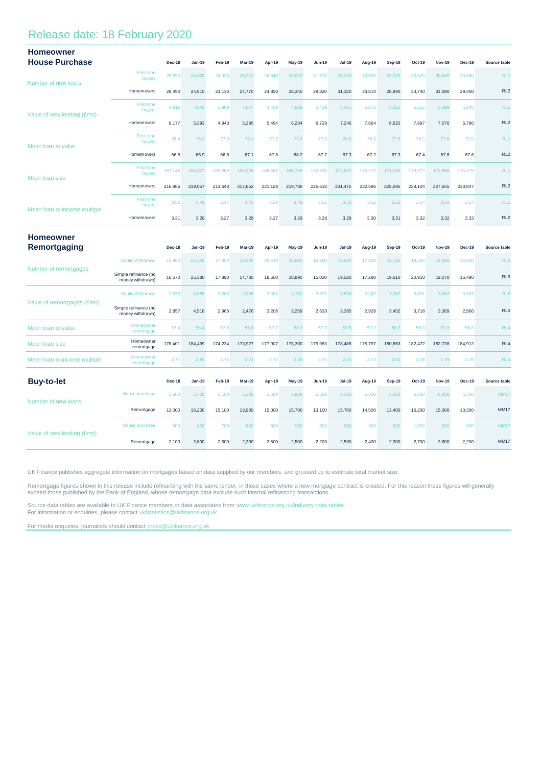# Release date: 18 February 2020

## Homeowner House Purchase

| | | Dec-18 | Jan-19 | Feb-19 | Mar-19 | Apr-19 | May-19 | Jun-19 | Jul-19 | Aug-19 | Sep-19 | Oct-19 | Nov-19 | Dec-19 | Source table |
|---|---|---|---|---|---|---|---|---|---|---|---|---|---|---|---|
| Number of new loans | First-time buyers | 29,390 | 24,430 | 24,320 | 28,210 | 26,640 | 29,620 | 31,570 | 31,240 | 33,500 | 29,070 | 32,520 | 30,840 | 29,490 | RL1 |
| | Homemovers | 28,490 | 24,610 | 23,130 | 24,770 | 24,850 | 28,340 | 29,820 | 31,320 | 33,810 | 28,990 | 33,740 | 31,090 | 29,400 | RL2 |
| Value of new lending (£mn) | First-time buyers | 4,912 | 4,040 | 3,969 | 4,607 | 4,489 | 4,939 | 5,439 | 5,461 | 5,872 | 5,065 | 5,652 | 5,299 | 5,140 | RL1 |
| | Homemovers | 6,177 | 5,393 | 4,943 | 5,395 | 5,494 | 6,234 | 6,729 | 7,246 | 7,864 | 6,625 | 7,697 | 7,076 | 6,786 | RL2 |
| Mean loan to value | First-time buyers | 76.4 | 76.9 | 77.0 | 76.1 | 77.9 | 77.9 | 77.0 | 78.0 | 78.0 | 77.6 | 78.3 | 77.8 | 77.0 | RL1 |
| | Homemovers | 66.8 | 66.9 | 66.6 | 67.1 | 67.8 | 68.2 | 67.7 | 67.3 | 67.2 | 67.3 | 67.4 | 67.6 | 67.6 | RL2 |
| Mean loan size | First-time buyers | 167,146 | 165,427 | 163,280 | 163,226 | 168,481 | 166,718 | 172,206 | 174,843 | 175,272 | 174,245 | 173,773 | 171,866 | 174,275 | RL1 |
| | Homemovers | 216,886 | 219,057 | 213,640 | 217,852 | 221,108 | 219,786 | 225,618 | 231,475 | 232,596 | 228,695 | 228,104 | 227,655 | 230,847 | RL2 |
| Mean loan to income multiple | First-time buyers | 3.52 | 3.49 | 3.47 | 3.45 | 3.50 | 3.48 | 3.51 | 3.52 | 3.52 | 3.52 | 3.54 | 3.52 | 3.54 | RL1 |
| | Homemovers | 3.31 | 3.28 | 3.27 | 3.28 | 3.27 | 3.29 | 3.28 | 3.29 | 3.30 | 3.31 | 3.32 | 3.32 | 3.33 | RL2 |

## Homeowner Remortgaging

| | | Dec-18 | Jan-19 | Feb-19 | Mar-19 | Apr-19 | May-19 | Jun-19 | Jul-19 | Aug-19 | Sep-19 | Oct-19 | Nov-19 | Dec-19 | Source table |
|---|---|---|---|---|---|---|---|---|---|---|---|---|---|---|---|
| Number of remortgages | Equity Withdrawn | 15,880 | 21,240 | 17,850 | 16,500 | 18,430 | 20,600 | 16,660 | 19,930 | 17,820 | 18,110 | 19,200 | 19,300 | 16,820 | RL5 |
| | Simple refinance (no money withdrawn) | 16,570 | 25,380 | 17,890 | 14,730 | 18,600 | 18,890 | 15,030 | 19,520 | 17,280 | 19,610 | 20,910 | 19,070 | 16,490 | RL5 |
| Value of remortgages (£mn) | Equity Withdrawn | 2,932 | 4,085 | 3,260 | 2,956 | 3,383 | 3,782 | 3,071 | 3,678 | 3,242 | 3,362 | 3,601 | 3,643 | 3,193 | RL5 |
| | Simple refinance (no money withdrawn) | 2,857 | 4,518 | 2,966 | 2,476 | 3,206 | 3,259 | 2,633 | 3,365 | 2,928 | 3,452 | 3,718 | 3,369 | 2,966 | RL5 |
| Mean loan to value | Homeowner remortgage | 57.4 | 58.4 | 57.0 | 56.8 | 57.2 | 58.3 | 57.9 | 57.5 | 57.2 | 58.7 | 58.0 | 57.9 | 58.8 | RL4 |
| Mean loan size | Homeowner remortgage | 178,401 | 184,499 | 174,234 | 173,927 | 177,907 | 178,300 | 179,983 | 178,488 | 175,797 | 180,663 | 182,472 | 182,738 | 184,912 | RL4 |
| Mean loan to income multiple | Homeowner remortgage | 2.77 | 2.80 | 2.74 | 2.71 | 2.72 | 2.78 | 2.75 | 2.74 | 2.74 | 2.81 | 2.78 | 2.79 | 2.79 | RL4 |

## Buy-to-let

| | | Dec-18 | Jan-19 | Feb-19 | Mar-19 | Apr-19 | May-19 | Jun-19 | Jul-19 | Aug-19 | Sep-19 | Oct-19 | Nov-19 | Dec-19 | Source table |
|---|---|---|---|---|---|---|---|---|---|---|---|---|---|---|---|
| Number of new loans | House purchase | 5,500 | 5,700 | 5,100 | 5,300 | 5,500 | 5,900 | 5,600 | 6,100 | 6,300 | 5,800 | 6,600 | 6,300 | 5,700 | MM17 |
| | Remortgage | 13,000 | 16,200 | 15,100 | 13,900 | 15,000 | 15,700 | 13,100 | 15,700 | 14,500 | 13,400 | 16,200 | 15,000 | 13,300 | MM17 |
| Value of new lending (£mn) | House purchase | 800 | 800 | 700 | 800 | 800 | 900 | 800 | 900 | 900 | 900 | 1,000 | 900 | 800 | MM17 |
| | Remortgage | 2,100 | 2,600 | 2,500 | 2,300 | 2,500 | 2,500 | 2,200 | 2,500 | 2,400 | 2,300 | 2,700 | 2,600 | 2,200 | MM17 |

UK Finance publishes aggregate information on mortgages based on data supplied by our members, and grossed up to estimate total market size.

Remortgage figures shown in this release include refinancing with the same lender, in those cases where a new mortgage contract is created. For this reason these figures will generally exceed those published by the Bank of England, whose remortgage data exclude such internal refinancing transactions.

Source data tables are available to UK Finance members or data associates from www.ukfinance.org.uk/industry-data-tables.
For information or enquiries, please contact ukfstatistics@ukfinance.org.uk

For media enquiries, journalists should contact press@ukfinance.org.uk